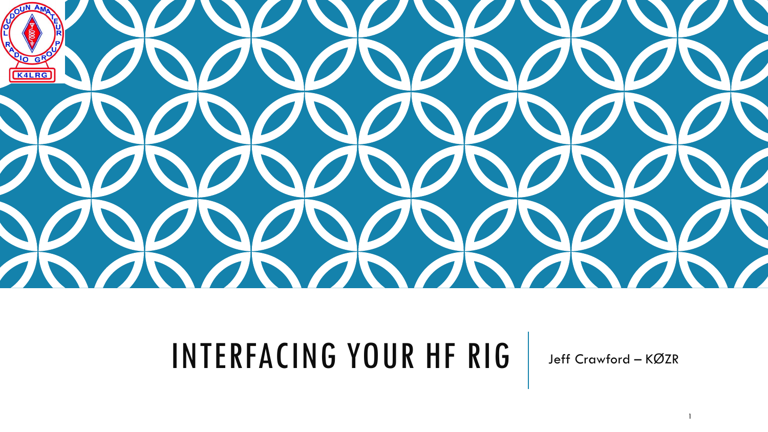# INTERFACING YOUR HF RIG

Jeff Crawford – KØZR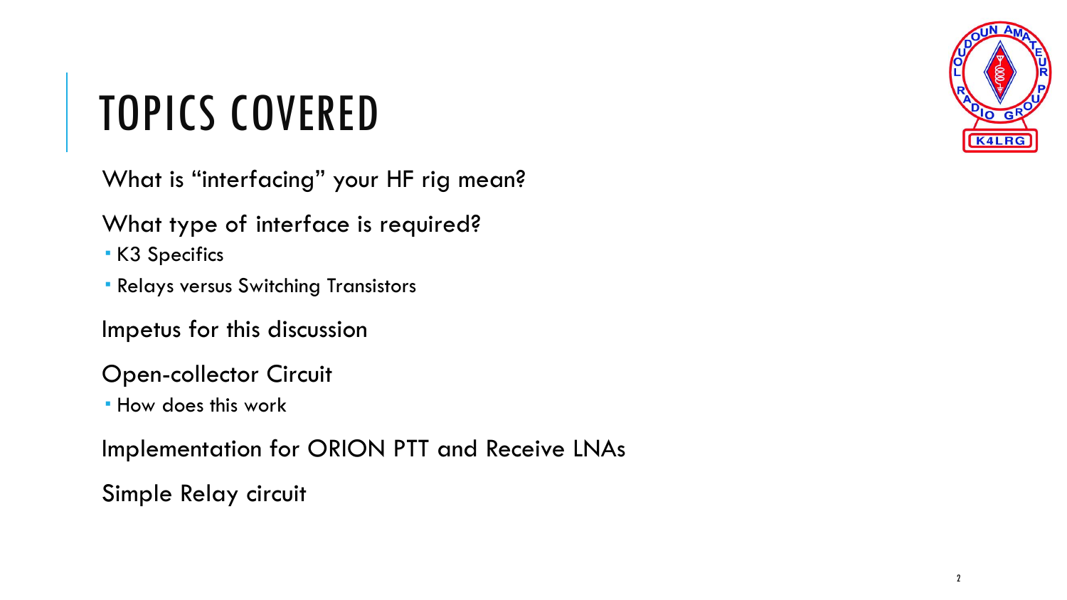# TOPICS COVERED

What is "interfacing" your HF rig mean?

What type of interface is required?

- K3 Specifics
- Relays versus Switching Transistors

Impetus for this discussion

Open-collector Circuit

- How does this work

Implementation for ORION PTT and Receive LNAs

Simple Relay circuit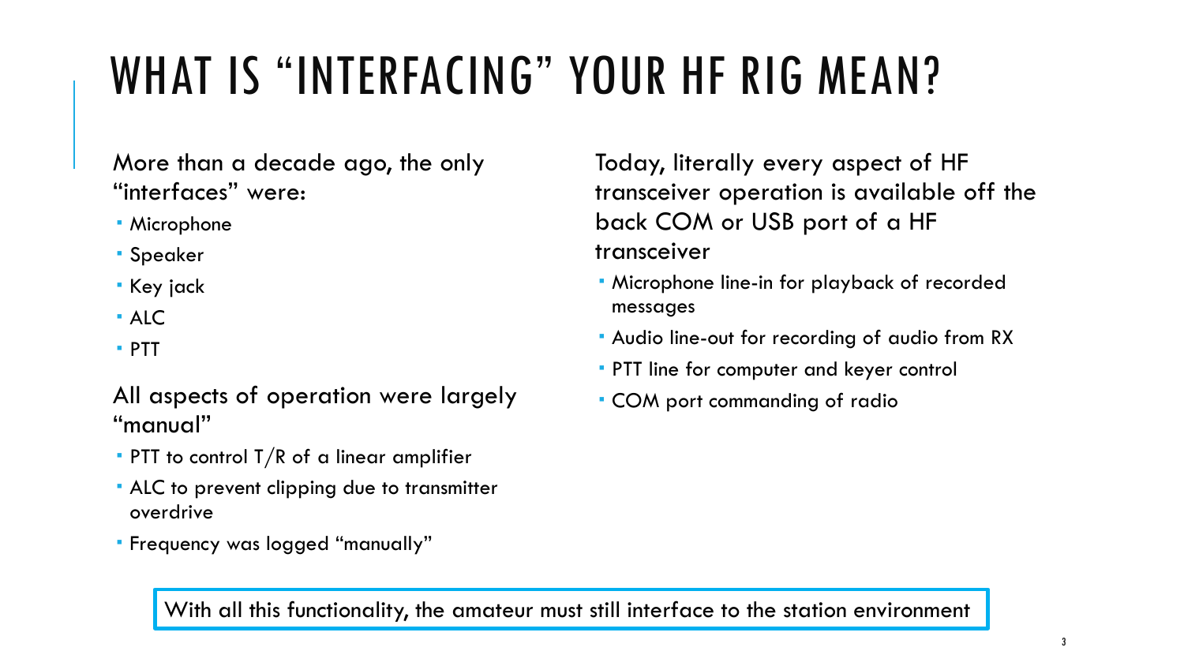# WHAT IS "INTERFACING" YOUR HF RIG MEAN?

More than a decade ago, the only "interfaces" were:

- Microphone
- Speaker
- Key jack
- ALC
- PTT

All aspects of operation were largely "manual"

- PTT to control T/R of a linear amplifier
- ALC to prevent clipping due to transmitter overdrive
- Frequency was logged "manually"

Today, literally every aspect of HF transceiver operation is available off the back COM or USB port of a HF transceiver

- Microphone line-in for playback of recorded messages
- Audio line-out for recording of audio from RX
- PTT line for computer and keyer control
- COM port commanding of radio

With all this functionality, the amateur must still interface to the station environment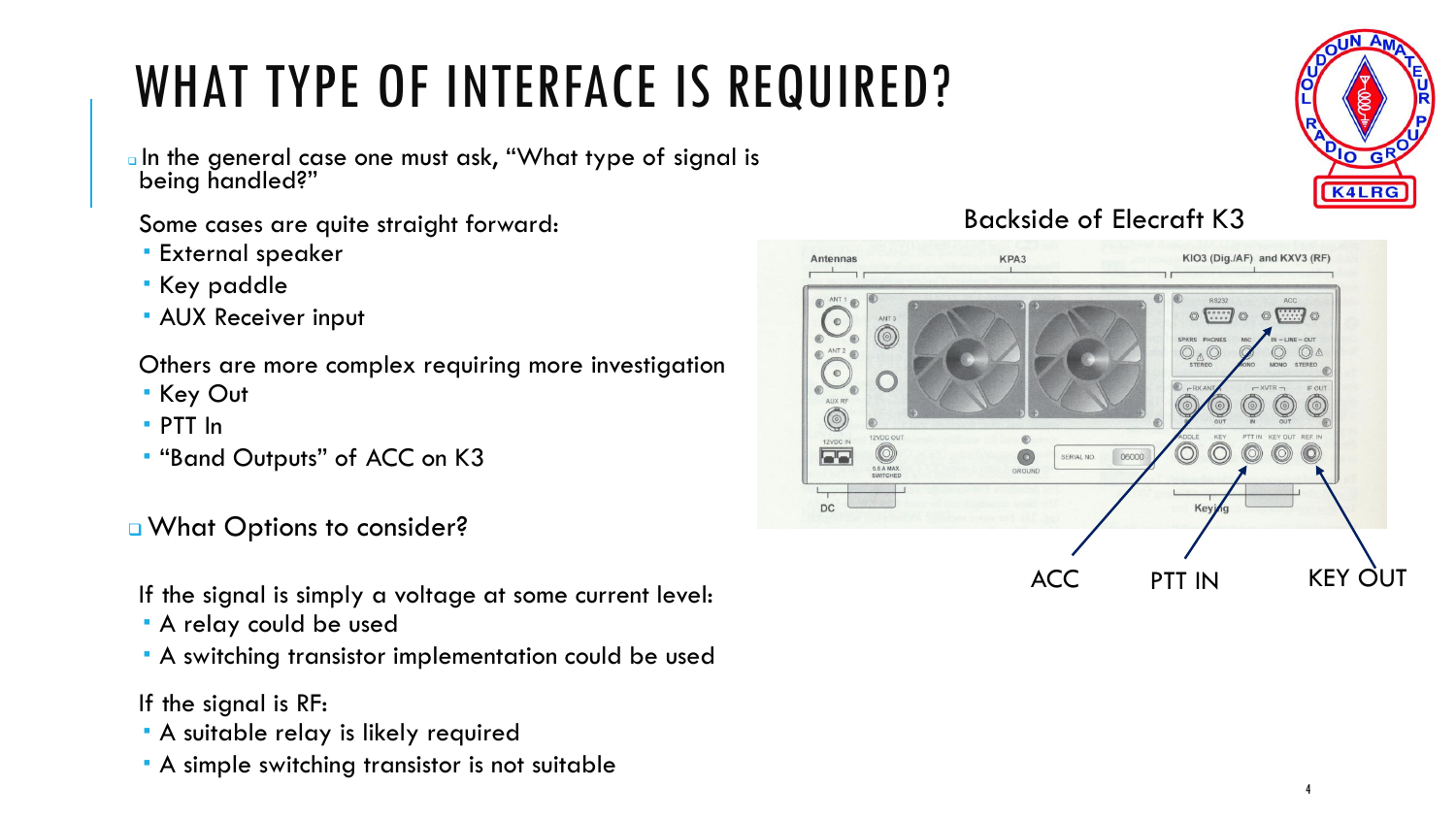# WHAT TYPE OF INTERFACE IS REQUIRED?

- In the general case one must ask, "What type of signal is being handled?"

Some cases are quite straight forward:

- External speaker
- Key paddle
- AUX Receiver input

Others are more complex requiring more investigation

- Key Out
- PTT In
- "Band Outputs" of ACC on K3

- What Options to consider?

If the signal is simply a voltage at some current level:

- A relay could be used
- A switching transistor implementation could be used

If the signal is RF:

- A suitable relay is likely required
- A simple switching transistor is not suitable

Backside of Elecraft K3

ACC PTT IN KEY OUT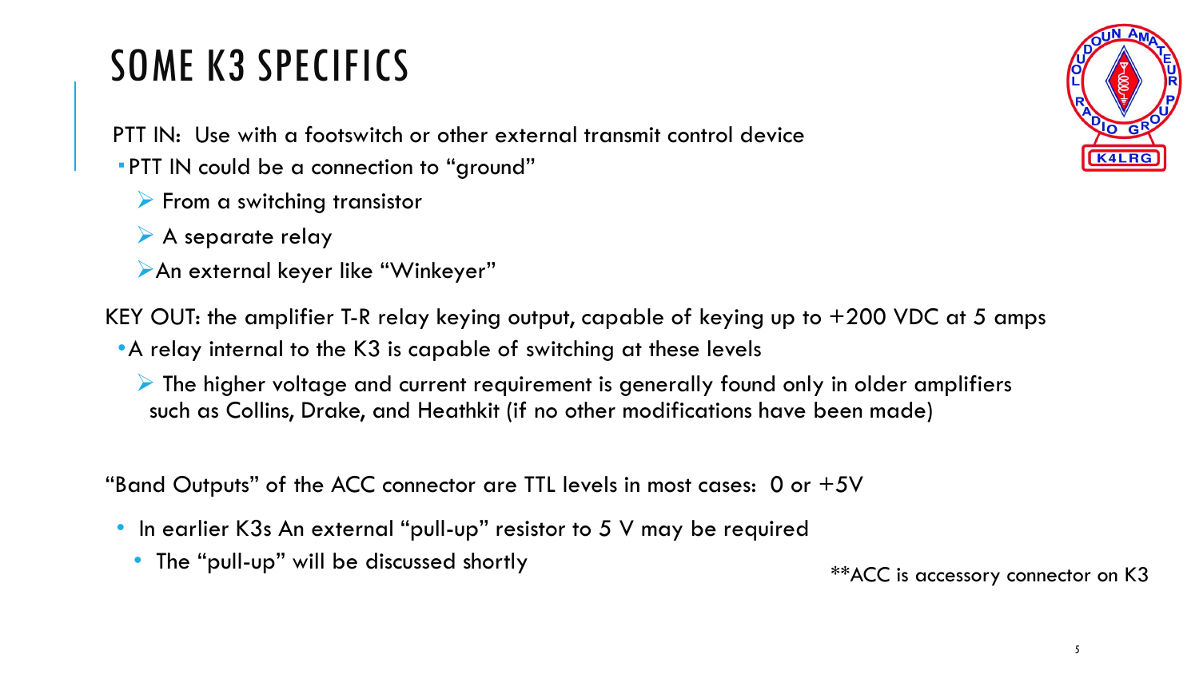# SOME K3 SPECIFICS

PTT IN: Use with a footswitch or other external transmit control device

- PTT IN could be a connection to "ground"
  - From a switching transistor
  - A separate relay
  - An external keyer like "Winkeyer"

KEY OUT: the amplifier T-R relay keying output, capable of keying up to +200 VDC at 5 amps

- A relay internal to the K3 is capable of switching at these levels
  - The higher voltage and current requirement is generally found only in older amplifiers such as Collins, Drake, and Heathkit (if no other modifications have been made)

"Band Outputs" of the ACC connector are TTL levels in most cases: 0 or +5V

- In earlier K3s An external "pull-up" resistor to 5 V may be required
  - The "pull-up" will be discussed shortly

**ACC is accessory connector on K3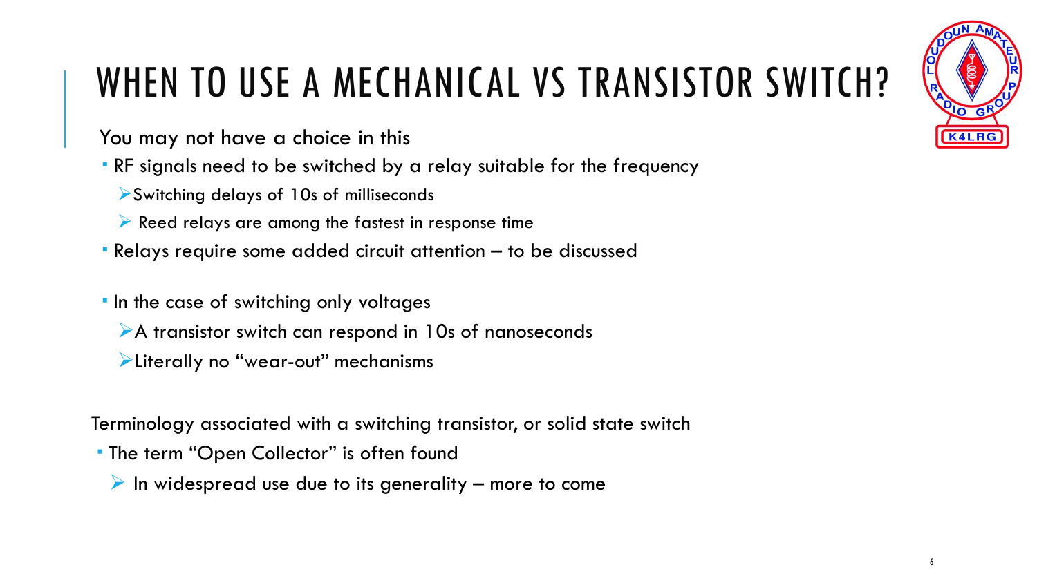# WHEN TO USE A MECHANICAL VS TRANSISTOR SWITCH?

You may not have a choice in this

- RF signals need to be switched by a relay suitable for the frequency
  - Switching delays of 10s of milliseconds
  - Reed relays are among the fastest in response time
- Relays require some added circuit attention – to be discussed

- In the case of switching only voltages
  - A transistor switch can respond in 10s of nanoseconds
  - Literally no "wear-out" mechanisms

Terminology associated with a switching transistor, or solid state switch

- The term "Open Collector" is often found
  - In widespread use due to its generality – more to come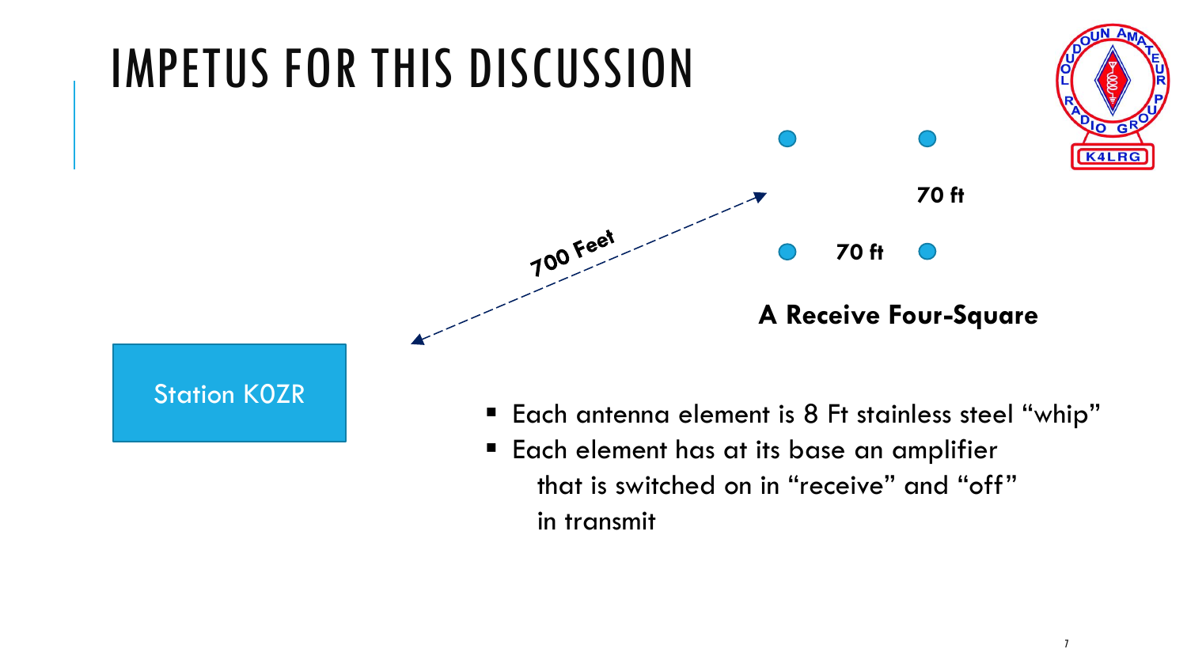# IMPETUS FOR THIS DISCUSSION

Station K0ZR

700 Feet

70 ft

70 ft

**A Receive Four-Square**

- Each antenna element is 8 Ft stainless steel "whip"
- Each element has at its base an amplifier that is switched on in "receive" and "off" in transmit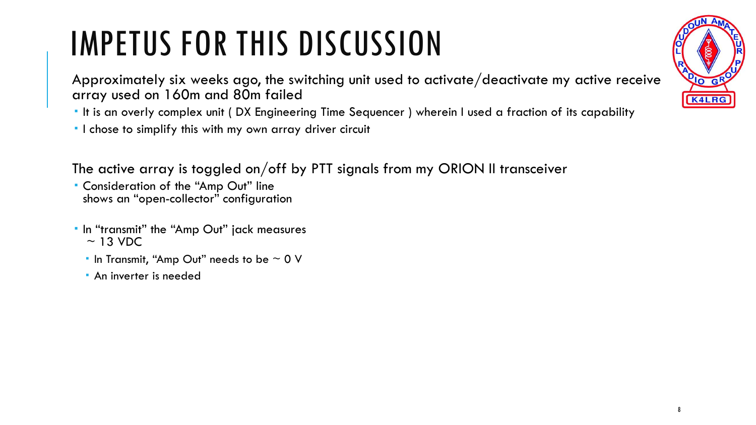# IMPETUS FOR THIS DISCUSSION

Approximately six weeks ago, the switching unit used to activate/deactivate my active receive array used on 160m and 80m failed

- It is an overly complex unit ( DX Engineering Time Sequencer ) wherein I used a fraction of its capability
- I chose to simplify this with my own array driver circuit

The active array is toggled on/off by PTT signals from my ORION II transceiver

- Consideration of the "Amp Out" line shows an "open-collector" configuration
- In "transmit" the "Amp Out" jack measures ~ 13 VDC
  - In Transmit, "Amp Out" needs to be ~ 0 V
  - An inverter is needed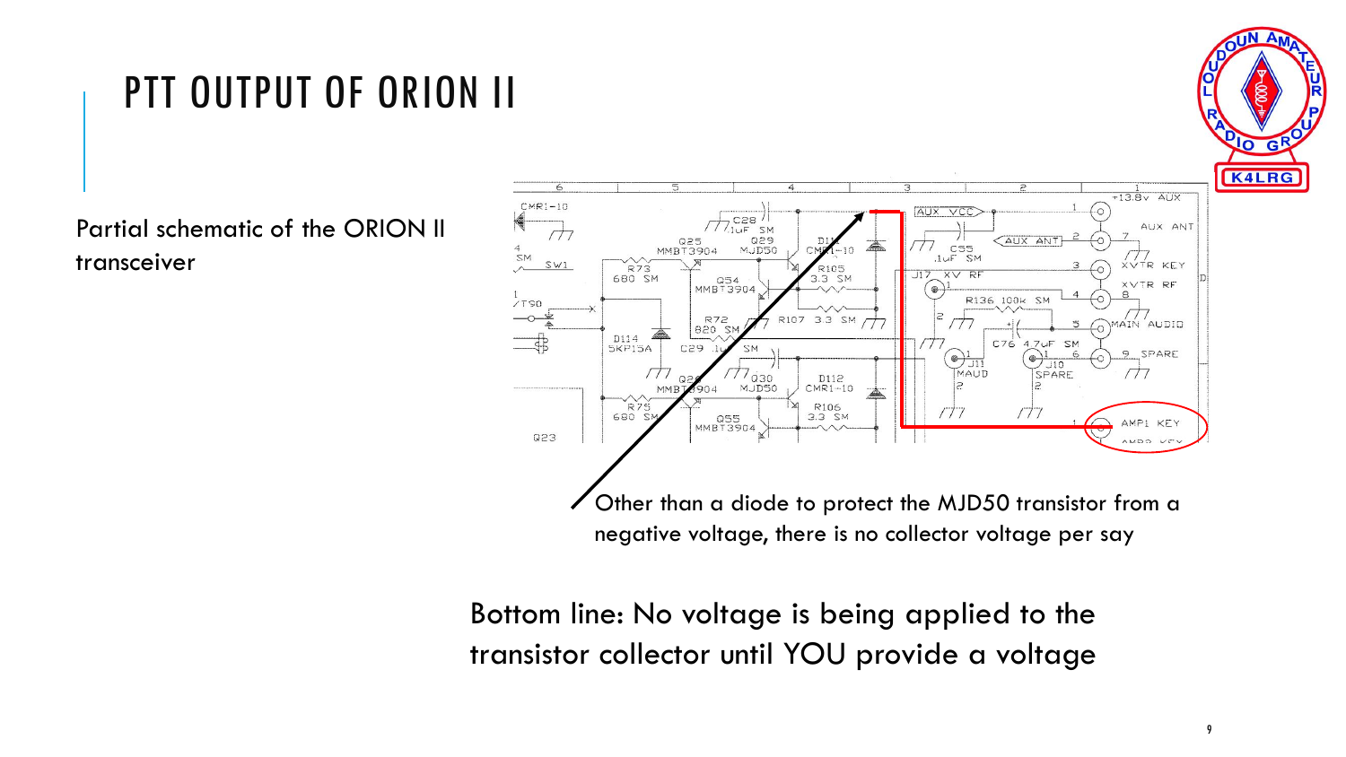# PTT OUTPUT OF ORION II

Partial schematic of the ORION II transceiver

Other than a diode to protect the MJD50 transistor from a negative voltage, there is no collector voltage per say

Bottom line: No voltage is being applied to the transistor collector until YOU provide a voltage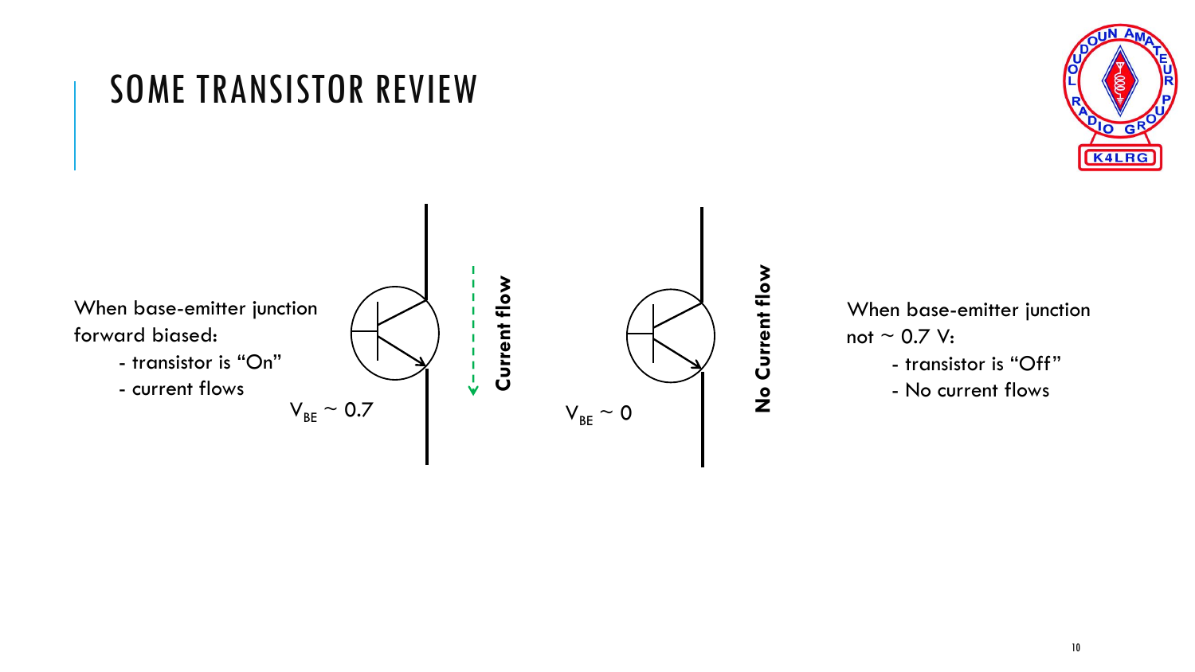# SOME TRANSISTOR REVIEW

When base-emitter junction forward biased:
- transistor is "On"
- current flows

$V_{BE} \sim 0.7$

**Current flow**

$V_{BE} \sim 0$

**No Current flow**

When base-emitter junction not ~ 0.7 V:
- transistor is "Off"
- No current flows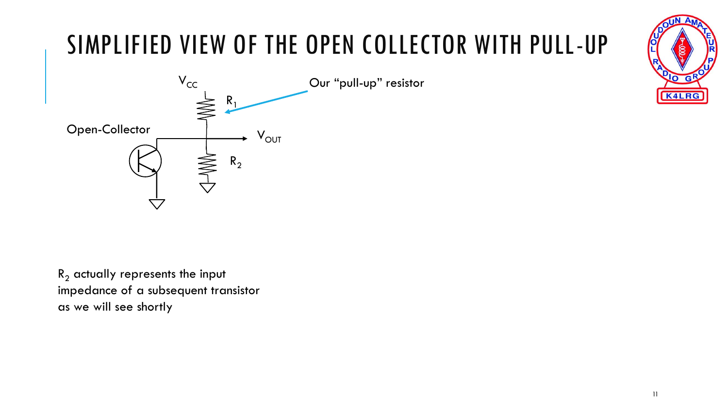# SIMPLIFIED VIEW OF THE OPEN COLLECTOR WITH PULL-UP

$V_{CC}$

$R_1$

Our "pull-up" resistor

Open-Collector

$V_{OUT}$

$R_2$

$R_2$ actually represents the input impedance of a subsequent transistor as we will see shortly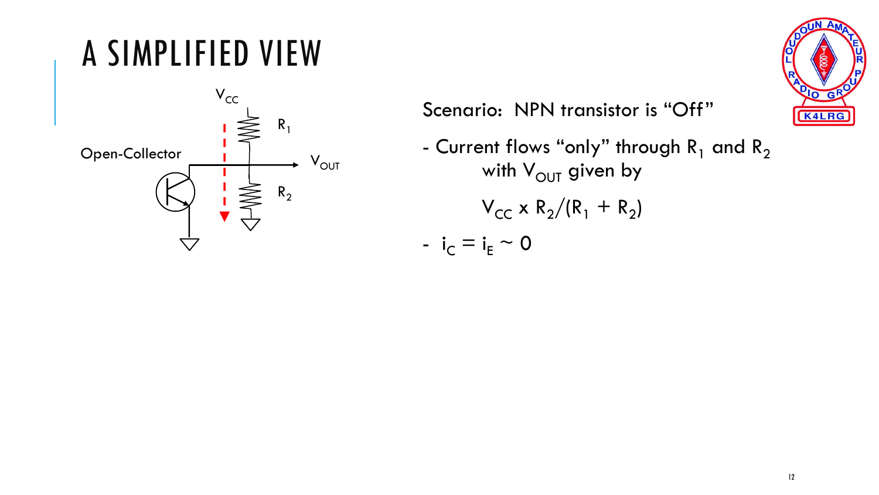# A SIMPLIFIED VIEW

Scenario: NPN transistor is "Off"

- Current flows "only" through $R_1$ and $R_2$ with $V_{OUT}$ given by

$$V_{CC} \times R_2/(R_1 + R_2)$$

- $i_C = i_E \sim 0$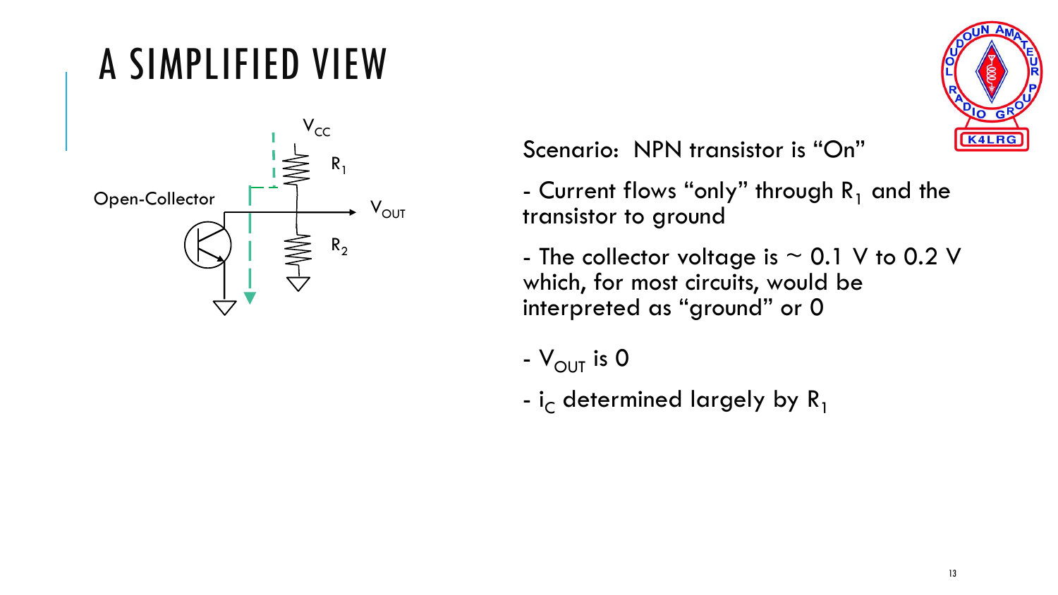# A SIMPLIFIED VIEW

Scenario: NPN transistor is "On"

- Current flows "only" through $R_1$ and the transistor to ground
- The collector voltage is ~ 0.1 V to 0.2 V which, for most circuits, would be interpreted as "ground" or 0
- $V_{OUT}$ is 0
- $i_C$ determined largely by $R_1$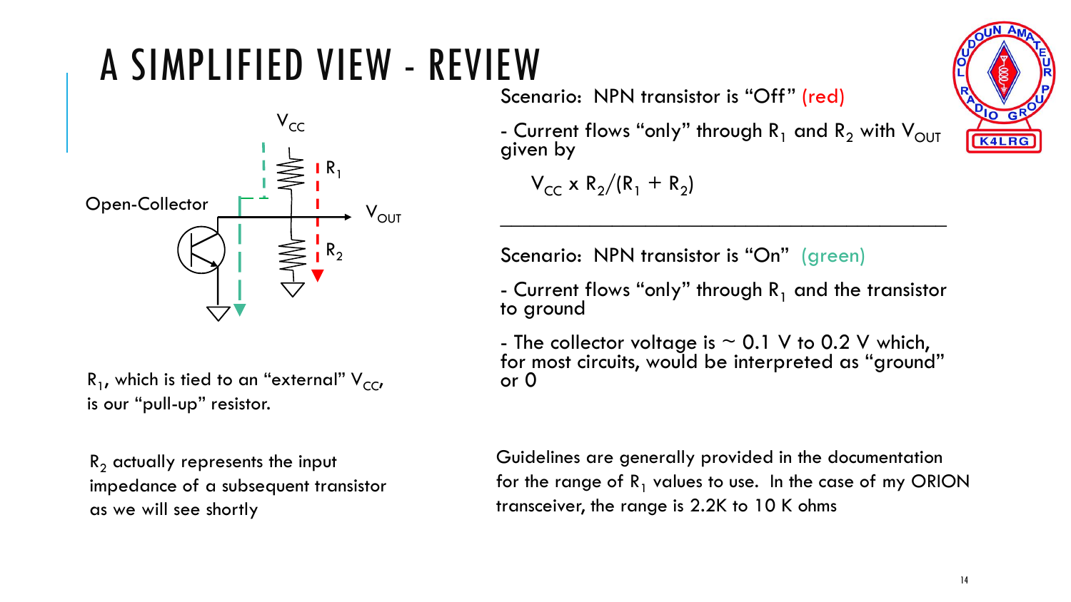# A SIMPLIFIED VIEW - REVIEW

Scenario: NPN transistor is "Off" (red)

- Current flows "only" through $R_1$ and $R_2$ with $V_{OUT}$ given by

$$V_{CC} \times R_2/(R_1 + R_2)$$

---

Scenario: NPN transistor is "On" (green)

- Current flows "only" through $R_1$ and the transistor to ground

- The collector voltage is ~ 0.1 V to 0.2 V which, for most circuits, would be interpreted as "ground" or 0

$R_1$, which is tied to an "external" $V_{CC}$, is our "pull-up" resistor.

$R_2$ actually represents the input impedance of a subsequent transistor as we will see shortly

Guidelines are generally provided in the documentation for the range of $R_1$ values to use. In the case of my ORION transceiver, the range is 2.2K to 10 K ohms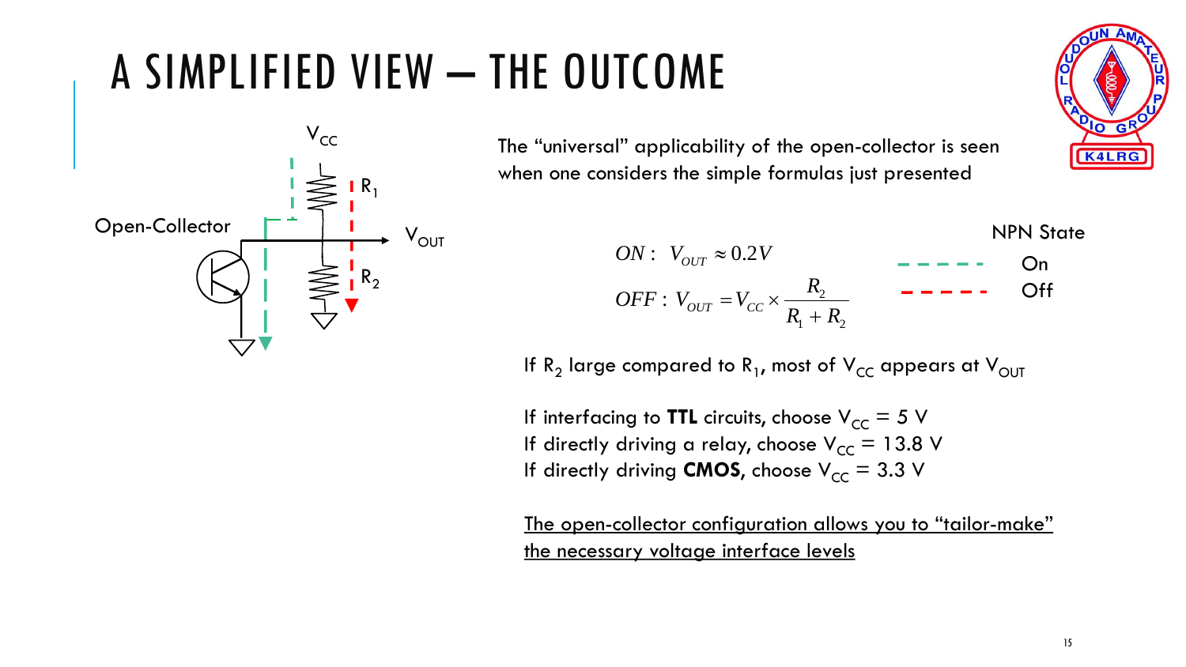# A SIMPLIFIED VIEW – THE OUTCOME

The "universal" applicability of the open-collector is seen when one considers the simple formulas just presented

$$ON: \; V_{OUT} \approx 0.2V$$

$$OFF: \; V_{OUT} = V_{CC} \times \frac{R_2}{R_1 + R_2}$$

NPN State

- - - - - On

- - - - - Off

If $R_2$ large compared to $R_1$, most of $V_{CC}$ appears at $V_{OUT}$

If interfacing to **TTL** circuits, choose $V_{CC}$ = 5 V
If directly driving a relay, choose $V_{CC}$ = 13.8 V
If directly driving **CMOS,** choose $V_{CC}$ = 3.3 V

<u>The open-collector configuration allows you to "tailor-make" the necessary voltage interface levels</u>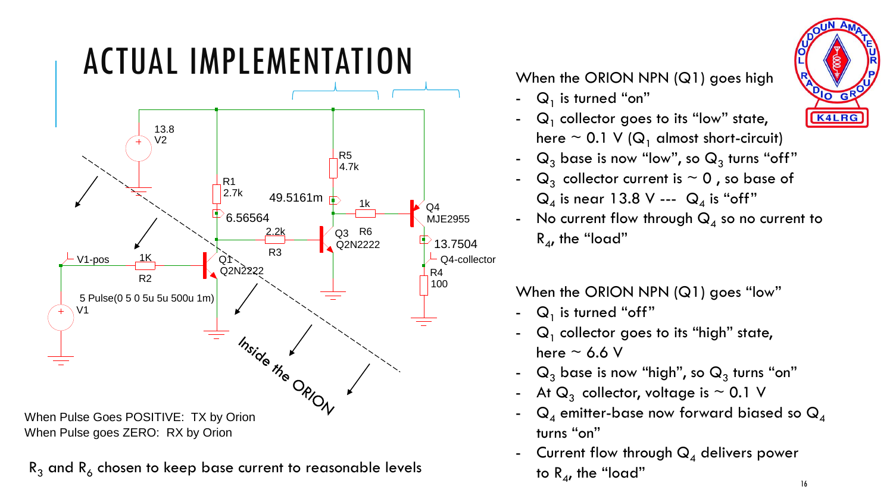# ACTUAL IMPLEMENTATION

13.8
V2

R1
2.7k

6.56564

49.5161m

R5
4.7k

1k

Q4
MJE2955

R6

13.7504

Q4-collector

R4
100

2.2k

R3

Q3
Q2N2222

Q1
Q2N2222

V1-pos

1K

R2

5 Pulse(0 5 0 5u 5u 500u 1m)
V1

Inside the ORION

When Pulse Goes POSITIVE: TX by Orion
When Pulse goes ZERO: RX by Orion

$R_3$ and $R_6$ chosen to keep base current to reasonable levels

When the ORION NPN (Q1) goes high

- $Q_1$ is turned "on"
- $Q_1$ collector goes to its "low" state, here ~ 0.1 V ($Q_1$ almost short-circuit)
- $Q_3$ base is now "low", so $Q_3$ turns "off"
- $Q_3$ collector current is ~ 0 , so base of $Q_4$ is near 13.8 V --- $Q_4$ is "off"
- No current flow through $Q_4$ so no current to $R_4$, the "load"

When the ORION NPN (Q1) goes "low"

- $Q_1$ is turned "off"
- $Q_1$ collector goes to its "high" state, here ~ 6.6 V
- $Q_3$ base is now "high", so $Q_3$ turns "on"
- At $Q_3$ collector, voltage is ~ 0.1 V
- $Q_4$ emitter-base now forward biased so $Q_4$ turns "on"
- Current flow through $Q_4$ delivers power to $R_4$, the "load"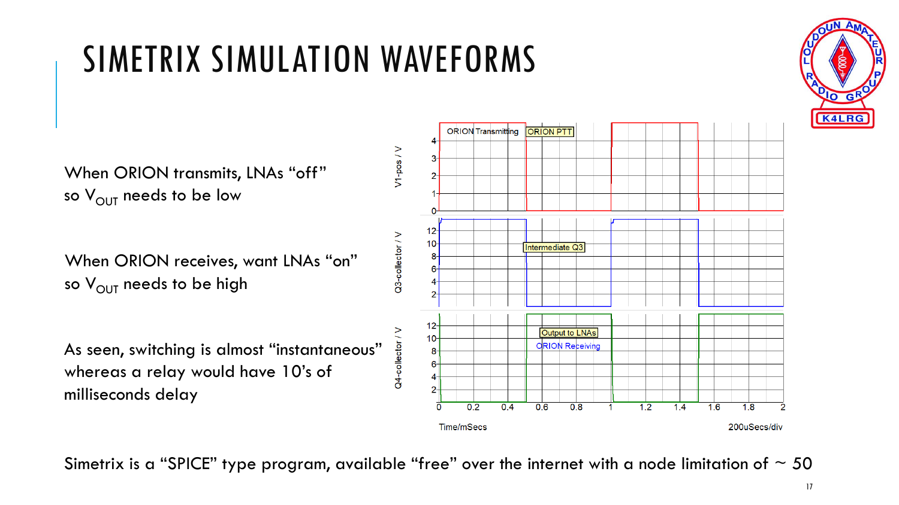# SIMETRIX SIMULATION WAVEFORMS

When ORION transmits, LNAs "off" so $V_{OUT}$ needs to be low

When ORION receives, want LNAs "on" so $V_{OUT}$ needs to be high

As seen, switching is almost "instantaneous" whereas a relay would have 10's of milliseconds delay

Simetrix is a "SPICE" type program, available "free" over the internet with a node limitation of ~ 50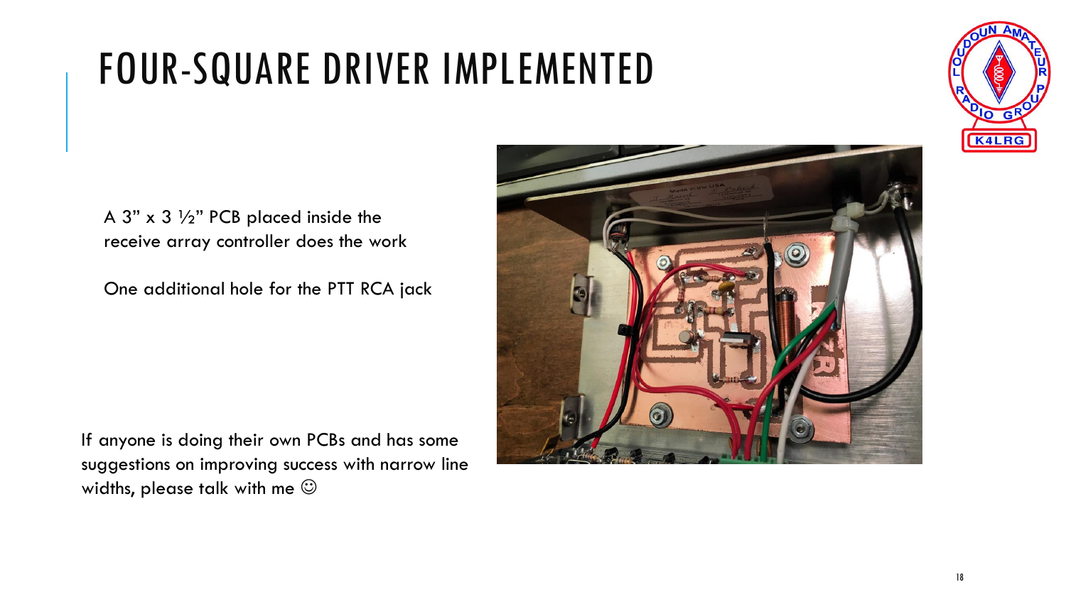# FOUR-SQUARE DRIVER IMPLEMENTED

A 3" x 3 ½" PCB placed inside the receive array controller does the work

One additional hole for the PTT RCA jack

If anyone is doing their own PCBs and has some suggestions on improving success with narrow line widths, please talk with me ☺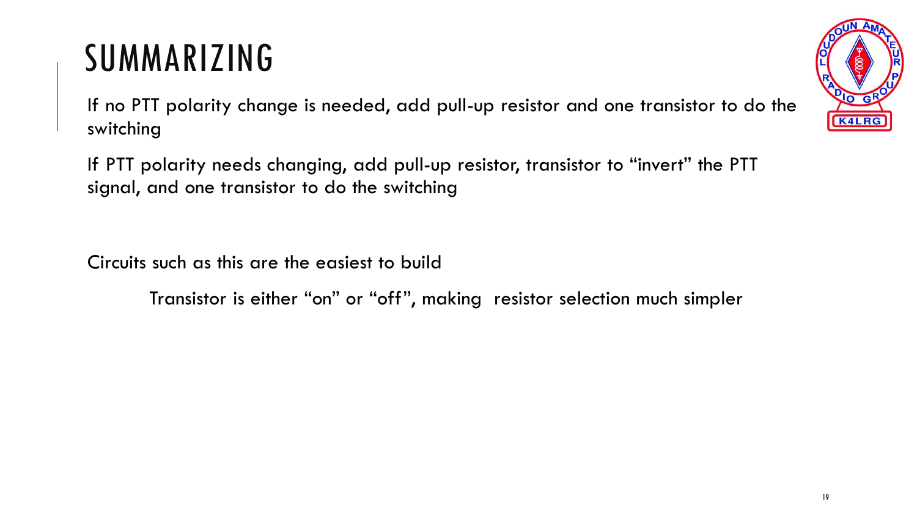# SUMMARIZING

If no PTT polarity change is needed, add pull-up resistor and one transistor to do the switching

If PTT polarity needs changing, add pull-up resistor, transistor to "invert" the PTT signal, and one transistor to do the switching

Circuits such as this are the easiest to build

Transistor is either "on" or "off", making resistor selection much simpler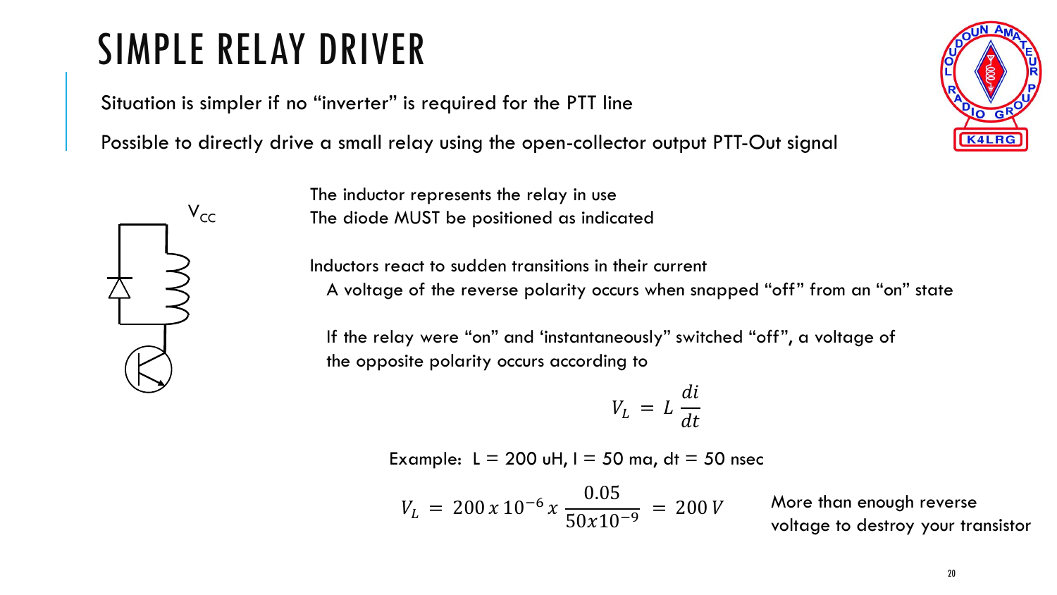# SIMPLE RELAY DRIVER

Situation is simpler if no "inverter" is required for the PTT line

Possible to directly drive a small relay using the open-collector output PTT-Out signal

$V_{CC}$

The inductor represents the relay in use
The diode MUST be positioned as indicated

Inductors react to sudden transitions in their current

- A voltage of the reverse polarity occurs when snapped "off" from an "on" state

- If the relay were "on" and 'instantaneously" switched "off", a voltage of the opposite polarity occurs according to

$$V_L = L\frac{di}{dt}$$

Example: L = 200 uH, I = 50 ma, dt = 50 nsec

$$V_L = 200\,x\,10^{-6}\,x\,\frac{0.05}{50x10^{-9}} = 200\,V$$

More than enough reverse voltage to destroy your transistor